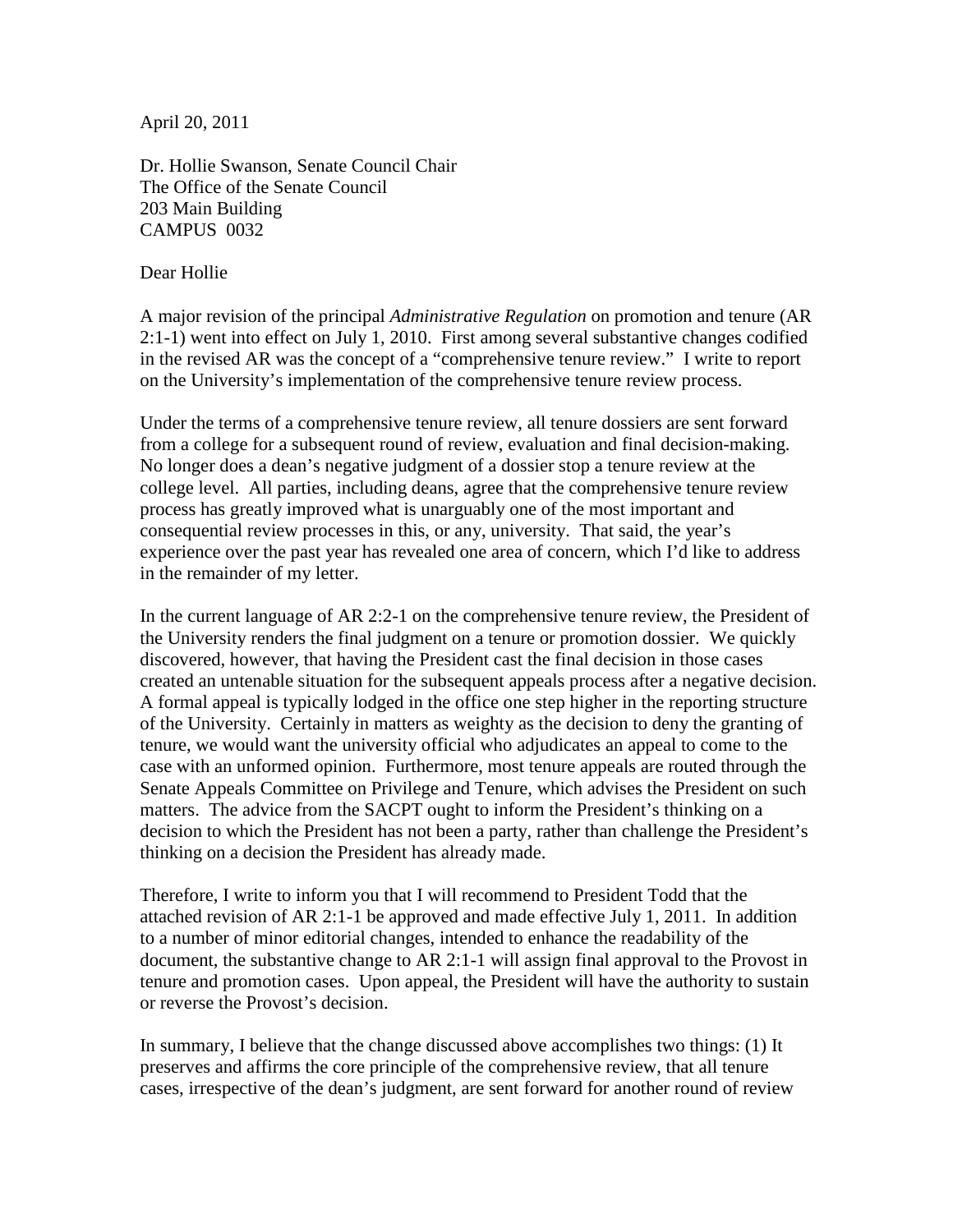April 20, 2011

Dr. Hollie Swanson, Senate Council Chair
The Office of the Senate Council
203 Main Building
CAMPUS 0032

Dear Hollie

A major revision of the principal *Administrative Regulation* on promotion and tenure (AR 2:1-1) went into effect on July 1, 2010. First among several substantive changes codified in the revised AR was the concept of a "comprehensive tenure review." I write to report on the University's implementation of the comprehensive tenure review process.

Under the terms of a comprehensive tenure review, all tenure dossiers are sent forward from a college for a subsequent round of review, evaluation and final decision-making. No longer does a dean's negative judgment of a dossier stop a tenure review at the college level. All parties, including deans, agree that the comprehensive tenure review process has greatly improved what is unarguably one of the most important and consequential review processes in this, or any, university. That said, the year's experience over the past year has revealed one area of concern, which I'd like to address in the remainder of my letter.

In the current language of AR 2:2-1 on the comprehensive tenure review, the President of the University renders the final judgment on a tenure or promotion dossier. We quickly discovered, however, that having the President cast the final decision in those cases created an untenable situation for the subsequent appeals process after a negative decision. A formal appeal is typically lodged in the office one step higher in the reporting structure of the University. Certainly in matters as weighty as the decision to deny the granting of tenure, we would want the university official who adjudicates an appeal to come to the case with an unformed opinion. Furthermore, most tenure appeals are routed through the Senate Appeals Committee on Privilege and Tenure, which advises the President on such matters. The advice from the SACPT ought to inform the President's thinking on a decision to which the President has not been a party, rather than challenge the President's thinking on a decision the President has already made.

Therefore, I write to inform you that I will recommend to President Todd that the attached revision of AR 2:1-1 be approved and made effective July 1, 2011. In addition to a number of minor editorial changes, intended to enhance the readability of the document, the substantive change to AR 2:1-1 will assign final approval to the Provost in tenure and promotion cases. Upon appeal, the President will have the authority to sustain or reverse the Provost's decision.

In summary, I believe that the change discussed above accomplishes two things: (1) It preserves and affirms the core principle of the comprehensive review, that all tenure cases, irrespective of the dean's judgment, are sent forward for another round of review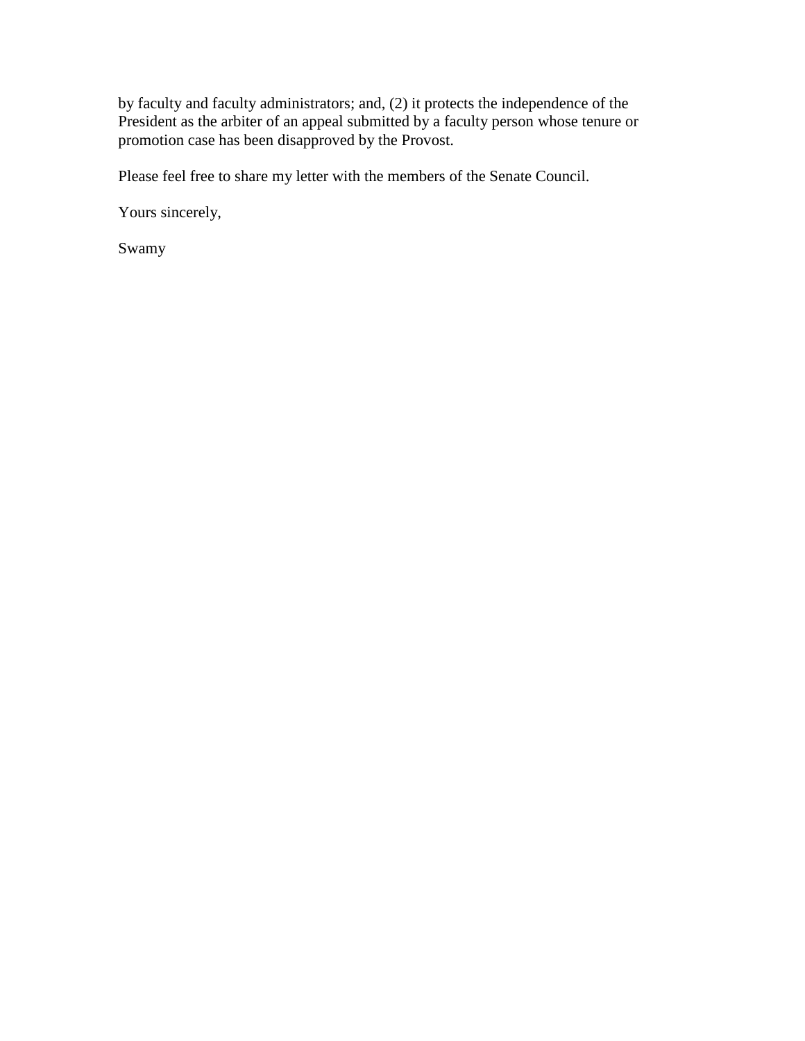by faculty and faculty administrators; and, (2) it protects the independence of the President as the arbiter of an appeal submitted by a faculty person whose tenure or promotion case has been disapproved by the Provost.

Please feel free to share my letter with the members of the Senate Council.

Yours sincerely,

Swamy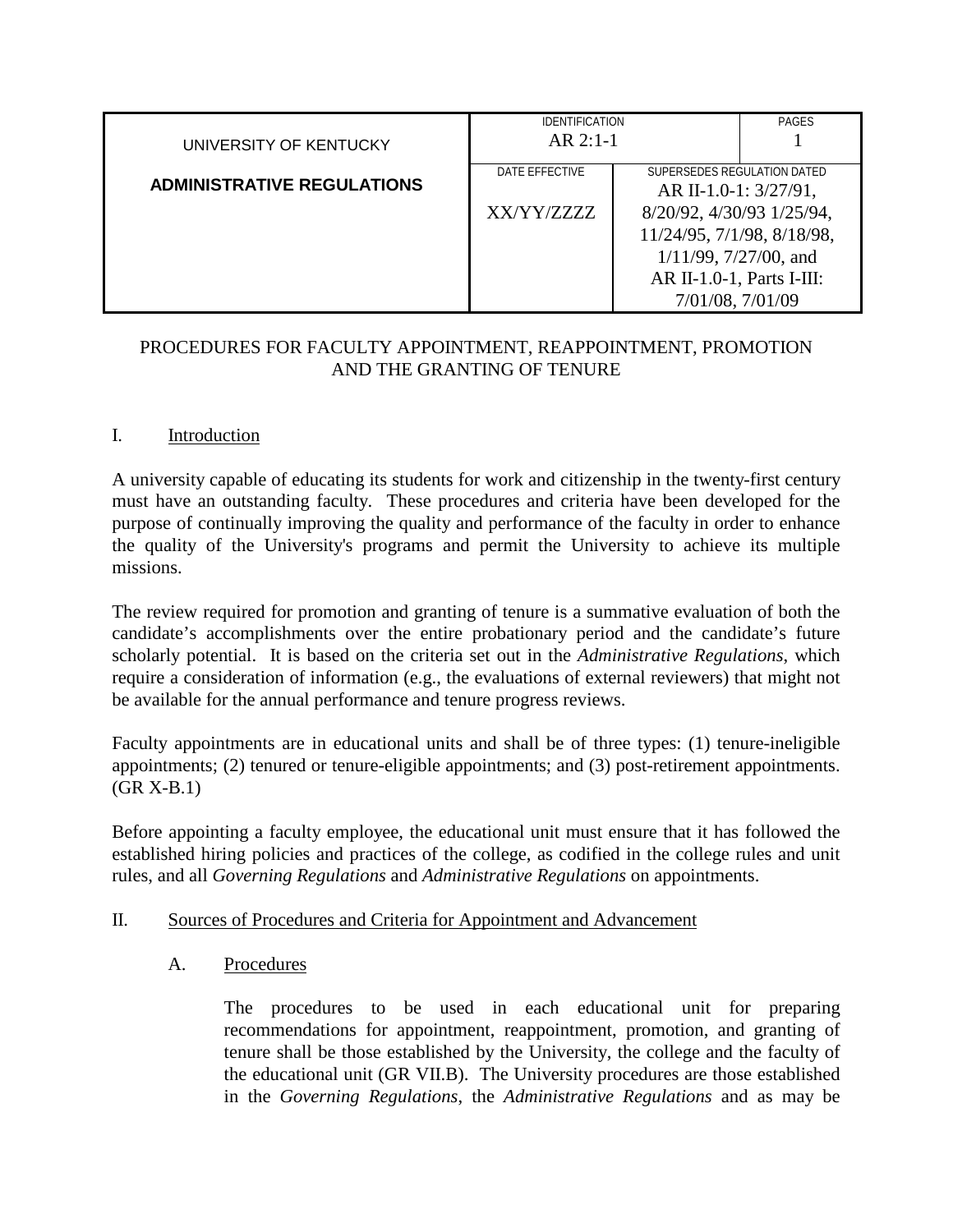| UNIVERSITY OF KENTUCKY<br><br>**ADMINISTRATIVE REGULATIONS** | IDENTIFICATION<br>AR 2:1-1 | | PAGES<br>1 |
|---|---|---|---|
| | DATE EFFECTIVE<br><br>XX/YY/ZZZZ | SUPERSEDES REGULATION DATED<br>AR II-1.0-1: 3/27/91, 8/20/92, 4/30/93 1/25/94, 11/24/95, 7/1/98, 8/18/98, 1/11/99, 7/27/00, and AR II-1.0-1, Parts I-III: 7/01/08, 7/01/09 | |

PROCEDURES FOR FACULTY APPOINTMENT, REAPPOINTMENT, PROMOTION AND THE GRANTING OF TENURE

## I. Introduction

A university capable of educating its students for work and citizenship in the twenty-first century must have an outstanding faculty. These procedures and criteria have been developed for the purpose of continually improving the quality and performance of the faculty in order to enhance the quality of the University's programs and permit the University to achieve its multiple missions.

The review required for promotion and granting of tenure is a summative evaluation of both the candidate's accomplishments over the entire probationary period and the candidate's future scholarly potential. It is based on the criteria set out in the *Administrative Regulations*, which require a consideration of information (e.g., the evaluations of external reviewers) that might not be available for the annual performance and tenure progress reviews.

Faculty appointments are in educational units and shall be of three types: (1) tenure-ineligible appointments; (2) tenured or tenure-eligible appointments; and (3) post-retirement appointments. (GR X-B.1)

Before appointing a faculty employee, the educational unit must ensure that it has followed the established hiring policies and practices of the college, as codified in the college rules and unit rules, and all *Governing Regulations* and *Administrative Regulations* on appointments.

## II. Sources of Procedures and Criteria for Appointment and Advancement

### A. Procedures

The procedures to be used in each educational unit for preparing recommendations for appointment, reappointment, promotion, and granting of tenure shall be those established by the University, the college and the faculty of the educational unit (GR VII.B). The University procedures are those established in the *Governing Regulations*, the *Administrative Regulations* and as may be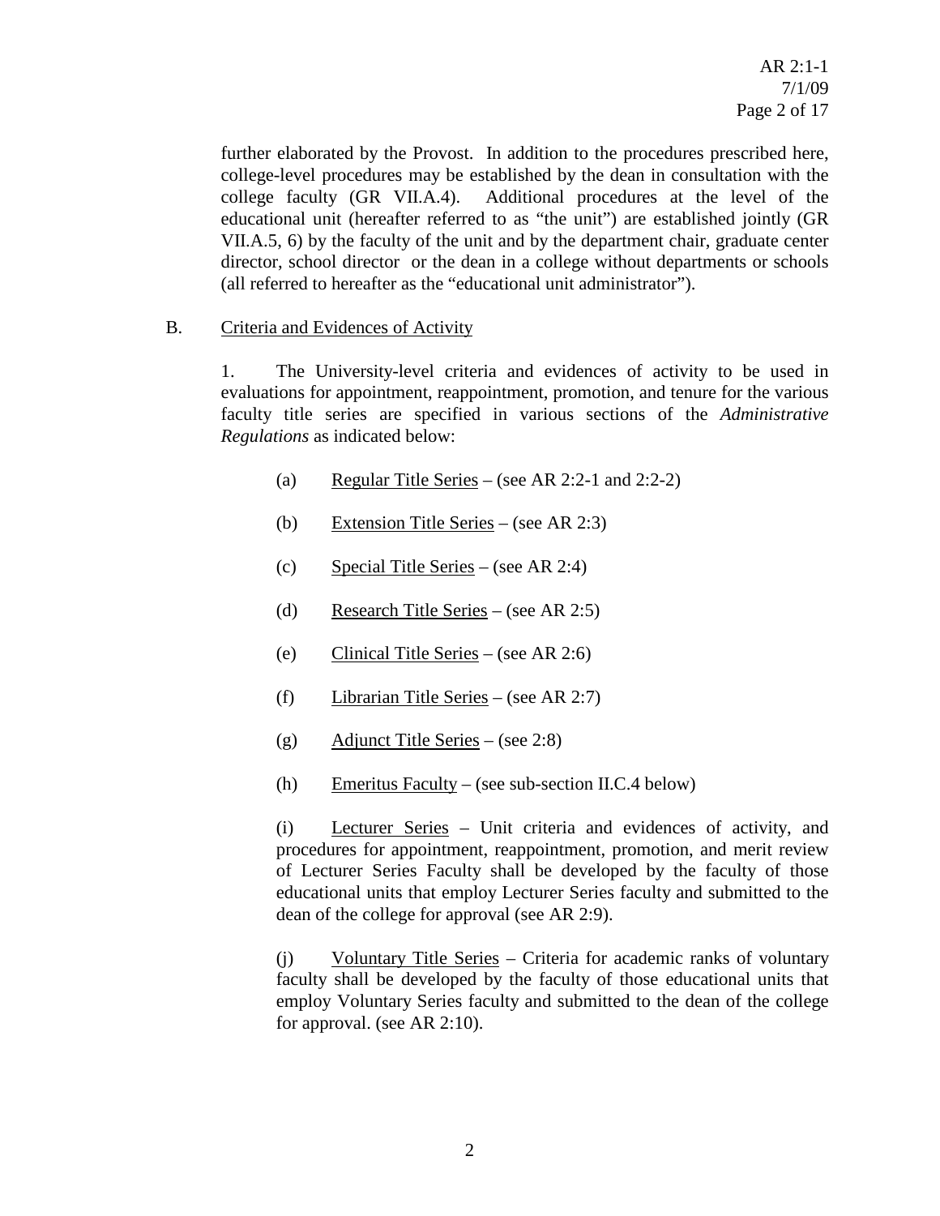further elaborated by the Provost. In addition to the procedures prescribed here, college-level procedures may be established by the dean in consultation with the college faculty (GR VII.A.4). Additional procedures at the level of the educational unit (hereafter referred to as "the unit") are established jointly (GR VII.A.5, 6) by the faculty of the unit and by the department chair, graduate center director, school director or the dean in a college without departments or schools (all referred to hereafter as the "educational unit administrator").

B. Criteria and Evidences of Activity

1. The University-level criteria and evidences of activity to be used in evaluations for appointment, reappointment, promotion, and tenure for the various faculty title series are specified in various sections of the *Administrative Regulations* as indicated below:

(a) Regular Title Series – (see AR 2:2-1 and 2:2-2)

(b) Extension Title Series – (see AR 2:3)

(c) Special Title Series – (see AR 2:4)

(d) Research Title Series – (see AR 2:5)

(e) Clinical Title Series – (see AR 2:6)

(f) Librarian Title Series – (see AR 2:7)

(g) Adjunct Title Series – (see 2:8)

(h) Emeritus Faculty – (see sub-section II.C.4 below)

(i) Lecturer Series – Unit criteria and evidences of activity, and procedures for appointment, reappointment, promotion, and merit review of Lecturer Series Faculty shall be developed by the faculty of those educational units that employ Lecturer Series faculty and submitted to the dean of the college for approval (see AR 2:9).

(j) Voluntary Title Series – Criteria for academic ranks of voluntary faculty shall be developed by the faculty of those educational units that employ Voluntary Series faculty and submitted to the dean of the college for approval. (see AR 2:10).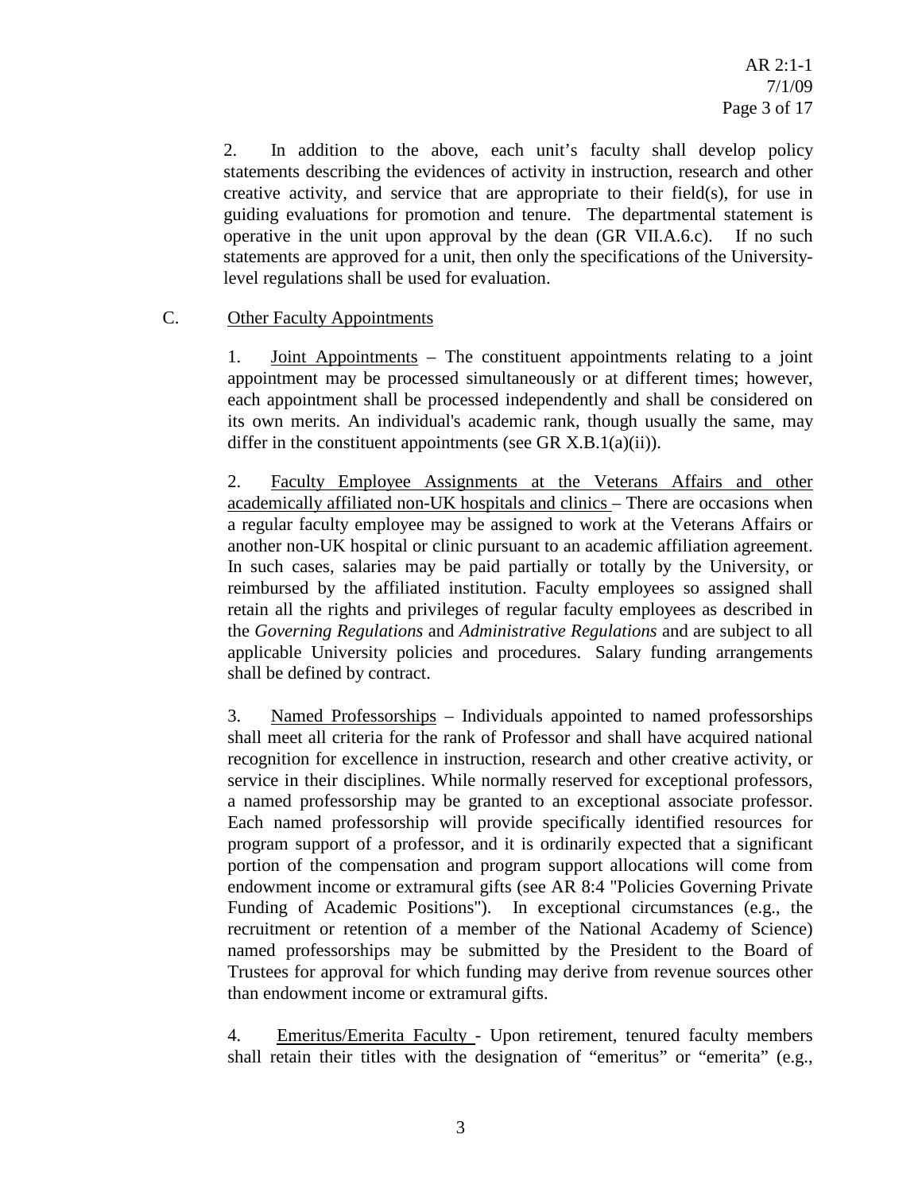2. In addition to the above, each unit's faculty shall develop policy statements describing the evidences of activity in instruction, research and other creative activity, and service that are appropriate to their field(s), for use in guiding evaluations for promotion and tenure. The departmental statement is operative in the unit upon approval by the dean (GR VII.A.6.c). If no such statements are approved for a unit, then only the specifications of the University-level regulations shall be used for evaluation.

C. Other Faculty Appointments

1. Joint Appointments – The constituent appointments relating to a joint appointment may be processed simultaneously or at different times; however, each appointment shall be processed independently and shall be considered on its own merits. An individual's academic rank, though usually the same, may differ in the constituent appointments (see GR X.B.1(a)(ii)).

2. Faculty Employee Assignments at the Veterans Affairs and other academically affiliated non-UK hospitals and clinics – There are occasions when a regular faculty employee may be assigned to work at the Veterans Affairs or another non-UK hospital or clinic pursuant to an academic affiliation agreement. In such cases, salaries may be paid partially or totally by the University, or reimbursed by the affiliated institution. Faculty employees so assigned shall retain all the rights and privileges of regular faculty employees as described in the *Governing Regulations* and *Administrative Regulations* and are subject to all applicable University policies and procedures. Salary funding arrangements shall be defined by contract.

3. Named Professorships – Individuals appointed to named professorships shall meet all criteria for the rank of Professor and shall have acquired national recognition for excellence in instruction, research and other creative activity, or service in their disciplines. While normally reserved for exceptional professors, a named professorship may be granted to an exceptional associate professor. Each named professorship will provide specifically identified resources for program support of a professor, and it is ordinarily expected that a significant portion of the compensation and program support allocations will come from endowment income or extramural gifts (see AR 8:4 "Policies Governing Private Funding of Academic Positions"). In exceptional circumstances (e.g., the recruitment or retention of a member of the National Academy of Science) named professorships may be submitted by the President to the Board of Trustees for approval for which funding may derive from revenue sources other than endowment income or extramural gifts.

4. Emeritus/Emerita Faculty - Upon retirement, tenured faculty members shall retain their titles with the designation of "emeritus" or "emerita" (e.g.,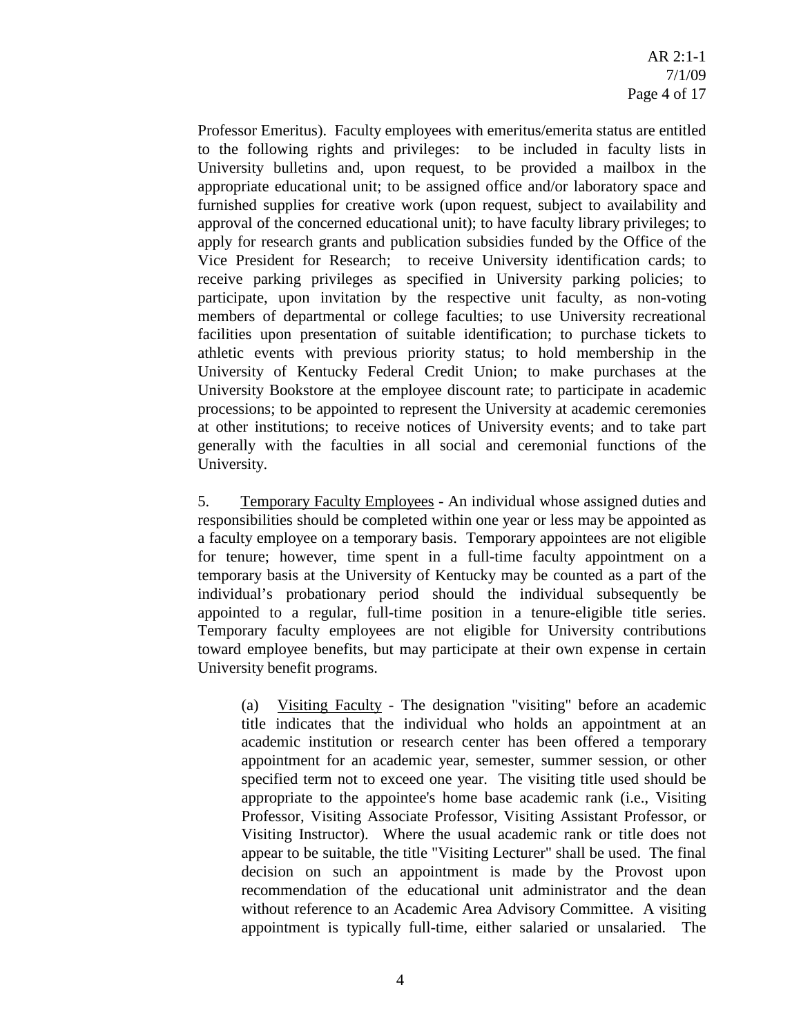Professor Emeritus). Faculty employees with emeritus/emerita status are entitled to the following rights and privileges: to be included in faculty lists in University bulletins and, upon request, to be provided a mailbox in the appropriate educational unit; to be assigned office and/or laboratory space and furnished supplies for creative work (upon request, subject to availability and approval of the concerned educational unit); to have faculty library privileges; to apply for research grants and publication subsidies funded by the Office of the Vice President for Research; to receive University identification cards; to receive parking privileges as specified in University parking policies; to participate, upon invitation by the respective unit faculty, as non-voting members of departmental or college faculties; to use University recreational facilities upon presentation of suitable identification; to purchase tickets to athletic events with previous priority status; to hold membership in the University of Kentucky Federal Credit Union; to make purchases at the University Bookstore at the employee discount rate; to participate in academic processions; to be appointed to represent the University at academic ceremonies at other institutions; to receive notices of University events; and to take part generally with the faculties in all social and ceremonial functions of the University.

5. Temporary Faculty Employees - An individual whose assigned duties and responsibilities should be completed within one year or less may be appointed as a faculty employee on a temporary basis. Temporary appointees are not eligible for tenure; however, time spent in a full-time faculty appointment on a temporary basis at the University of Kentucky may be counted as a part of the individual's probationary period should the individual subsequently be appointed to a regular, full-time position in a tenure-eligible title series. Temporary faculty employees are not eligible for University contributions toward employee benefits, but may participate at their own expense in certain University benefit programs.

(a) Visiting Faculty - The designation "visiting" before an academic title indicates that the individual who holds an appointment at an academic institution or research center has been offered a temporary appointment for an academic year, semester, summer session, or other specified term not to exceed one year. The visiting title used should be appropriate to the appointee's home base academic rank (i.e., Visiting Professor, Visiting Associate Professor, Visiting Assistant Professor, or Visiting Instructor). Where the usual academic rank or title does not appear to be suitable, the title "Visiting Lecturer" shall be used. The final decision on such an appointment is made by the Provost upon recommendation of the educational unit administrator and the dean without reference to an Academic Area Advisory Committee. A visiting appointment is typically full-time, either salaried or unsalaried. The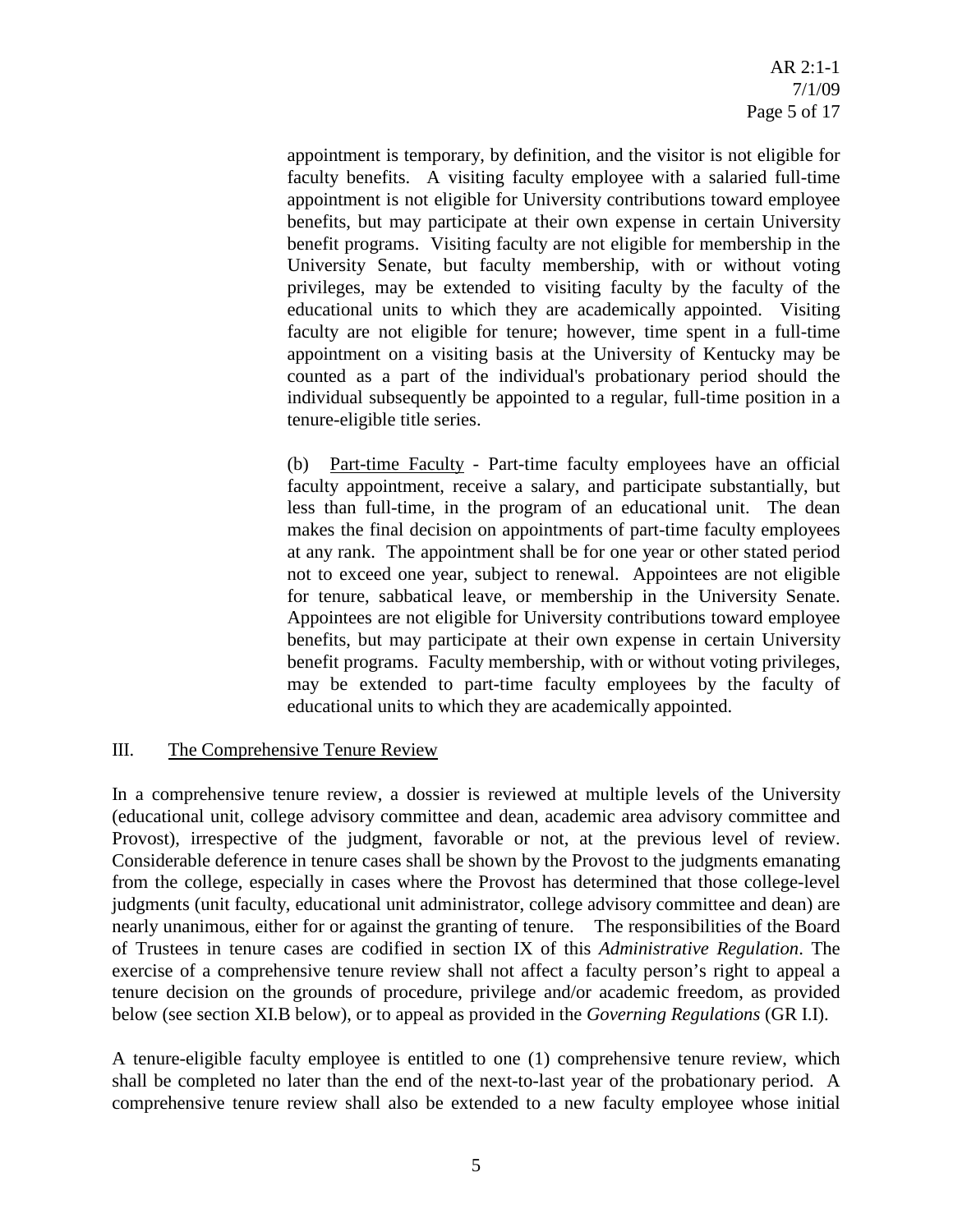appointment is temporary, by definition, and the visitor is not eligible for faculty benefits. A visiting faculty employee with a salaried full-time appointment is not eligible for University contributions toward employee benefits, but may participate at their own expense in certain University benefit programs. Visiting faculty are not eligible for membership in the University Senate, but faculty membership, with or without voting privileges, may be extended to visiting faculty by the faculty of the educational units to which they are academically appointed. Visiting faculty are not eligible for tenure; however, time spent in a full-time appointment on a visiting basis at the University of Kentucky may be counted as a part of the individual's probationary period should the individual subsequently be appointed to a regular, full-time position in a tenure-eligible title series.

(b) Part-time Faculty - Part-time faculty employees have an official faculty appointment, receive a salary, and participate substantially, but less than full-time, in the program of an educational unit. The dean makes the final decision on appointments of part-time faculty employees at any rank. The appointment shall be for one year or other stated period not to exceed one year, subject to renewal. Appointees are not eligible for tenure, sabbatical leave, or membership in the University Senate. Appointees are not eligible for University contributions toward employee benefits, but may participate at their own expense in certain University benefit programs. Faculty membership, with or without voting privileges, may be extended to part-time faculty employees by the faculty of educational units to which they are academically appointed.

## III. The Comprehensive Tenure Review

In a comprehensive tenure review, a dossier is reviewed at multiple levels of the University (educational unit, college advisory committee and dean, academic area advisory committee and Provost), irrespective of the judgment, favorable or not, at the previous level of review. Considerable deference in tenure cases shall be shown by the Provost to the judgments emanating from the college, especially in cases where the Provost has determined that those college-level judgments (unit faculty, educational unit administrator, college advisory committee and dean) are nearly unanimous, either for or against the granting of tenure. The responsibilities of the Board of Trustees in tenure cases are codified in section IX of this *Administrative Regulation*. The exercise of a comprehensive tenure review shall not affect a faculty person's right to appeal a tenure decision on the grounds of procedure, privilege and/or academic freedom, as provided below (see section XI.B below), or to appeal as provided in the *Governing Regulations* (GR I.I).

A tenure-eligible faculty employee is entitled to one (1) comprehensive tenure review, which shall be completed no later than the end of the next-to-last year of the probationary period. A comprehensive tenure review shall also be extended to a new faculty employee whose initial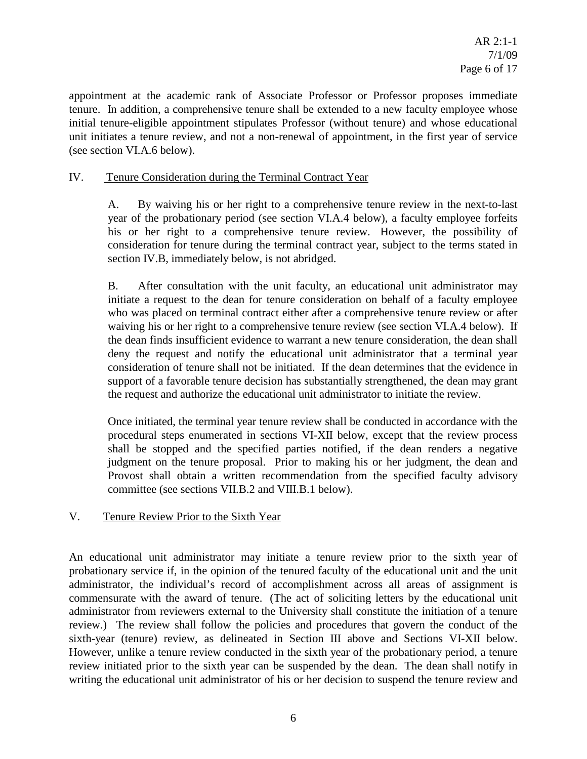appointment at the academic rank of Associate Professor or Professor proposes immediate tenure. In addition, a comprehensive tenure shall be extended to a new faculty employee whose initial tenure-eligible appointment stipulates Professor (without tenure) and whose educational unit initiates a tenure review, and not a non-renewal of appointment, in the first year of service (see section VI.A.6 below).

## IV. Tenure Consideration during the Terminal Contract Year

A. By waiving his or her right to a comprehensive tenure review in the next-to-last year of the probationary period (see section VI.A.4 below), a faculty employee forfeits his or her right to a comprehensive tenure review. However, the possibility of consideration for tenure during the terminal contract year, subject to the terms stated in section IV.B, immediately below, is not abridged.

B. After consultation with the unit faculty, an educational unit administrator may initiate a request to the dean for tenure consideration on behalf of a faculty employee who was placed on terminal contract either after a comprehensive tenure review or after waiving his or her right to a comprehensive tenure review (see section VI.A.4 below). If the dean finds insufficient evidence to warrant a new tenure consideration, the dean shall deny the request and notify the educational unit administrator that a terminal year consideration of tenure shall not be initiated. If the dean determines that the evidence in support of a favorable tenure decision has substantially strengthened, the dean may grant the request and authorize the educational unit administrator to initiate the review.

Once initiated, the terminal year tenure review shall be conducted in accordance with the procedural steps enumerated in sections VI-XII below, except that the review process shall be stopped and the specified parties notified, if the dean renders a negative judgment on the tenure proposal. Prior to making his or her judgment, the dean and Provost shall obtain a written recommendation from the specified faculty advisory committee (see sections VII.B.2 and VIII.B.1 below).

## V. Tenure Review Prior to the Sixth Year

An educational unit administrator may initiate a tenure review prior to the sixth year of probationary service if, in the opinion of the tenured faculty of the educational unit and the unit administrator, the individual's record of accomplishment across all areas of assignment is commensurate with the award of tenure. (The act of soliciting letters by the educational unit administrator from reviewers external to the University shall constitute the initiation of a tenure review.) The review shall follow the policies and procedures that govern the conduct of the sixth-year (tenure) review, as delineated in Section III above and Sections VI-XII below. However, unlike a tenure review conducted in the sixth year of the probationary period, a tenure review initiated prior to the sixth year can be suspended by the dean. The dean shall notify in writing the educational unit administrator of his or her decision to suspend the tenure review and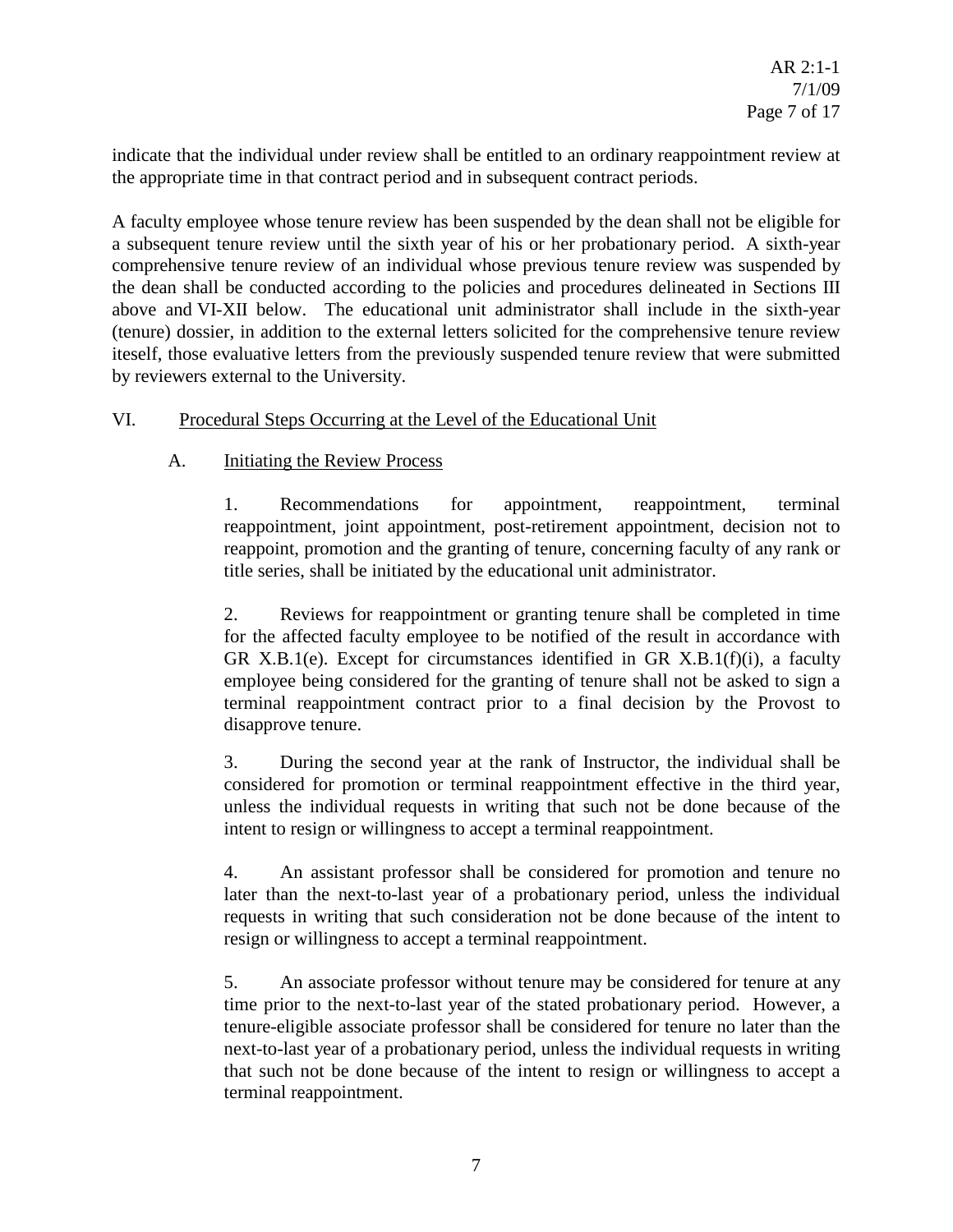indicate that the individual under review shall be entitled to an ordinary reappointment review at the appropriate time in that contract period and in subsequent contract periods.

A faculty employee whose tenure review has been suspended by the dean shall not be eligible for a subsequent tenure review until the sixth year of his or her probationary period. A sixth-year comprehensive tenure review of an individual whose previous tenure review was suspended by the dean shall be conducted according to the policies and procedures delineated in Sections III above and VI-XII below. The educational unit administrator shall include in the sixth-year (tenure) dossier, in addition to the external letters solicited for the comprehensive tenure review iteself, those evaluative letters from the previously suspended tenure review that were submitted by reviewers external to the University.

## VI. Procedural Steps Occurring at the Level of the Educational Unit

### A. Initiating the Review Process

1. Recommendations for appointment, reappointment, terminal reappointment, joint appointment, post-retirement appointment, decision not to reappoint, promotion and the granting of tenure, concerning faculty of any rank or title series, shall be initiated by the educational unit administrator.

2. Reviews for reappointment or granting tenure shall be completed in time for the affected faculty employee to be notified of the result in accordance with GR X.B.1(e). Except for circumstances identified in GR X.B.1(f)(i), a faculty employee being considered for the granting of tenure shall not be asked to sign a terminal reappointment contract prior to a final decision by the Provost to disapprove tenure.

3. During the second year at the rank of Instructor, the individual shall be considered for promotion or terminal reappointment effective in the third year, unless the individual requests in writing that such not be done because of the intent to resign or willingness to accept a terminal reappointment.

4. An assistant professor shall be considered for promotion and tenure no later than the next-to-last year of a probationary period, unless the individual requests in writing that such consideration not be done because of the intent to resign or willingness to accept a terminal reappointment.

5. An associate professor without tenure may be considered for tenure at any time prior to the next-to-last year of the stated probationary period. However, a tenure-eligible associate professor shall be considered for tenure no later than the next-to-last year of a probationary period, unless the individual requests in writing that such not be done because of the intent to resign or willingness to accept a terminal reappointment.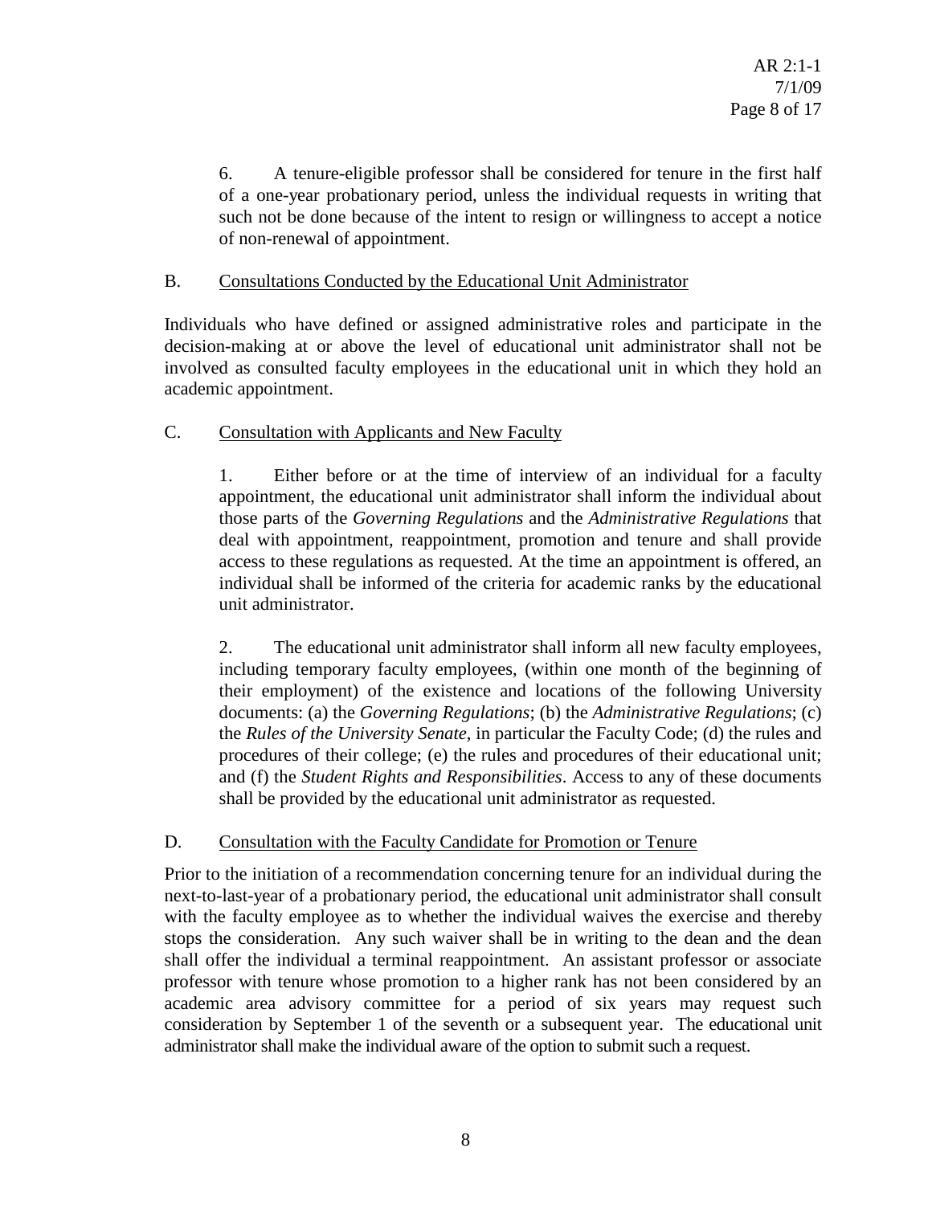6. A tenure-eligible professor shall be considered for tenure in the first half of a one-year probationary period, unless the individual requests in writing that such not be done because of the intent to resign or willingness to accept a notice of non-renewal of appointment.

B. Consultations Conducted by the Educational Unit Administrator

Individuals who have defined or assigned administrative roles and participate in the decision-making at or above the level of educational unit administrator shall not be involved as consulted faculty employees in the educational unit in which they hold an academic appointment.

C. Consultation with Applicants and New Faculty

1. Either before or at the time of interview of an individual for a faculty appointment, the educational unit administrator shall inform the individual about those parts of the *Governing Regulations* and the *Administrative Regulations* that deal with appointment, reappointment, promotion and tenure and shall provide access to these regulations as requested. At the time an appointment is offered, an individual shall be informed of the criteria for academic ranks by the educational unit administrator.

2. The educational unit administrator shall inform all new faculty employees, including temporary faculty employees, (within one month of the beginning of their employment) of the existence and locations of the following University documents: (a) the *Governing Regulations*; (b) the *Administrative Regulations*; (c) the *Rules of the University Senate*, in particular the Faculty Code; (d) the rules and procedures of their college; (e) the rules and procedures of their educational unit; and (f) the *Student Rights and Responsibilities*. Access to any of these documents shall be provided by the educational unit administrator as requested.

D. Consultation with the Faculty Candidate for Promotion or Tenure

Prior to the initiation of a recommendation concerning tenure for an individual during the next-to-last-year of a probationary period, the educational unit administrator shall consult with the faculty employee as to whether the individual waives the exercise and thereby stops the consideration. Any such waiver shall be in writing to the dean and the dean shall offer the individual a terminal reappointment. An assistant professor or associate professor with tenure whose promotion to a higher rank has not been considered by an academic area advisory committee for a period of six years may request such consideration by September 1 of the seventh or a subsequent year. The educational unit administrator shall make the individual aware of the option to submit such a request.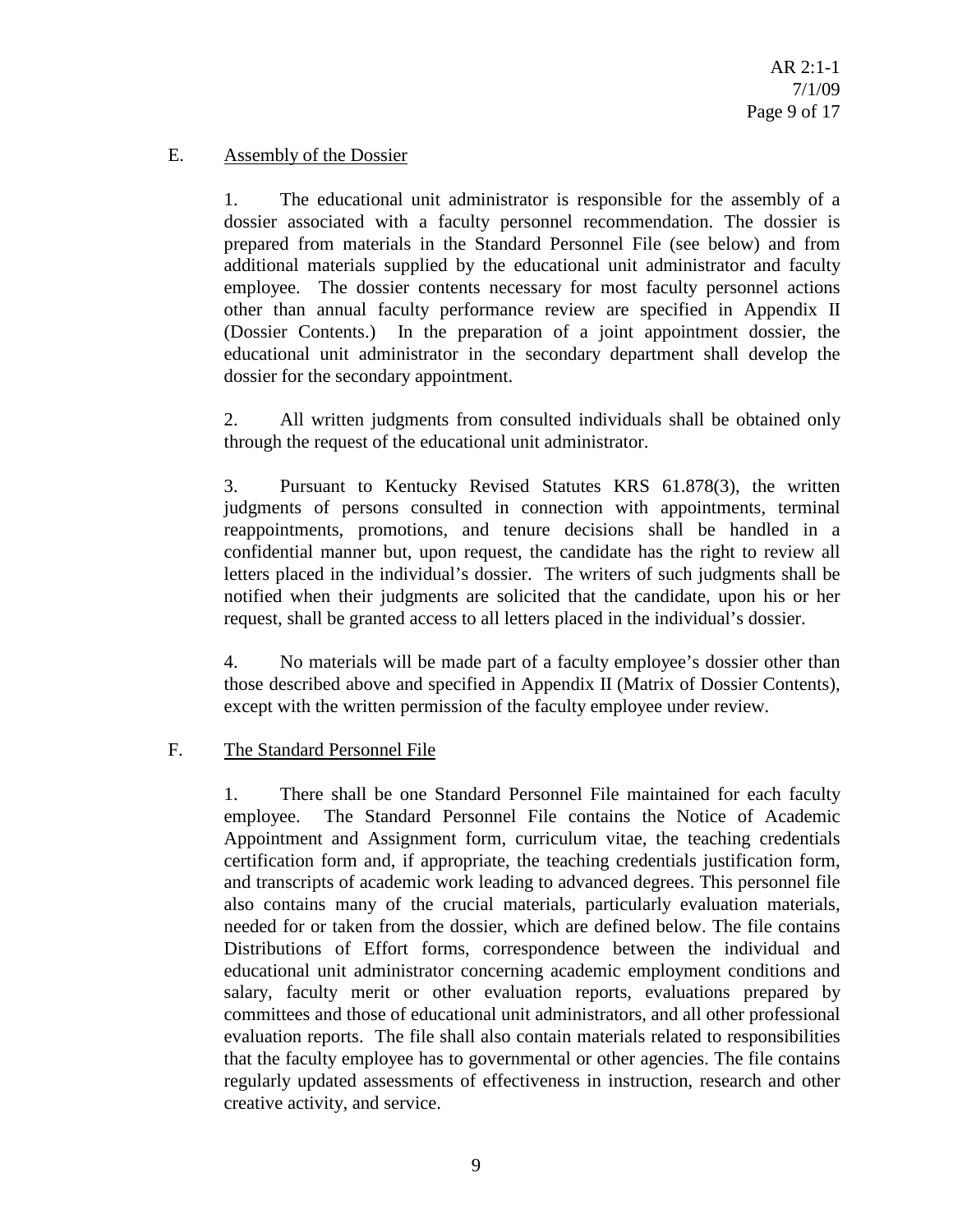## E. Assembly of the Dossier

1. The educational unit administrator is responsible for the assembly of a dossier associated with a faculty personnel recommendation. The dossier is prepared from materials in the Standard Personnel File (see below) and from additional materials supplied by the educational unit administrator and faculty employee. The dossier contents necessary for most faculty personnel actions other than annual faculty performance review are specified in Appendix II (Dossier Contents.) In the preparation of a joint appointment dossier, the educational unit administrator in the secondary department shall develop the dossier for the secondary appointment.

2. All written judgments from consulted individuals shall be obtained only through the request of the educational unit administrator.

3. Pursuant to Kentucky Revised Statutes KRS 61.878(3), the written judgments of persons consulted in connection with appointments, terminal reappointments, promotions, and tenure decisions shall be handled in a confidential manner but, upon request, the candidate has the right to review all letters placed in the individual's dossier. The writers of such judgments shall be notified when their judgments are solicited that the candidate, upon his or her request, shall be granted access to all letters placed in the individual's dossier.

4. No materials will be made part of a faculty employee's dossier other than those described above and specified in Appendix II (Matrix of Dossier Contents), except with the written permission of the faculty employee under review.

## F. The Standard Personnel File

1. There shall be one Standard Personnel File maintained for each faculty employee. The Standard Personnel File contains the Notice of Academic Appointment and Assignment form, curriculum vitae, the teaching credentials certification form and, if appropriate, the teaching credentials justification form, and transcripts of academic work leading to advanced degrees. This personnel file also contains many of the crucial materials, particularly evaluation materials, needed for or taken from the dossier, which are defined below. The file contains Distributions of Effort forms, correspondence between the individual and educational unit administrator concerning academic employment conditions and salary, faculty merit or other evaluation reports, evaluations prepared by committees and those of educational unit administrators, and all other professional evaluation reports. The file shall also contain materials related to responsibilities that the faculty employee has to governmental or other agencies. The file contains regularly updated assessments of effectiveness in instruction, research and other creative activity, and service.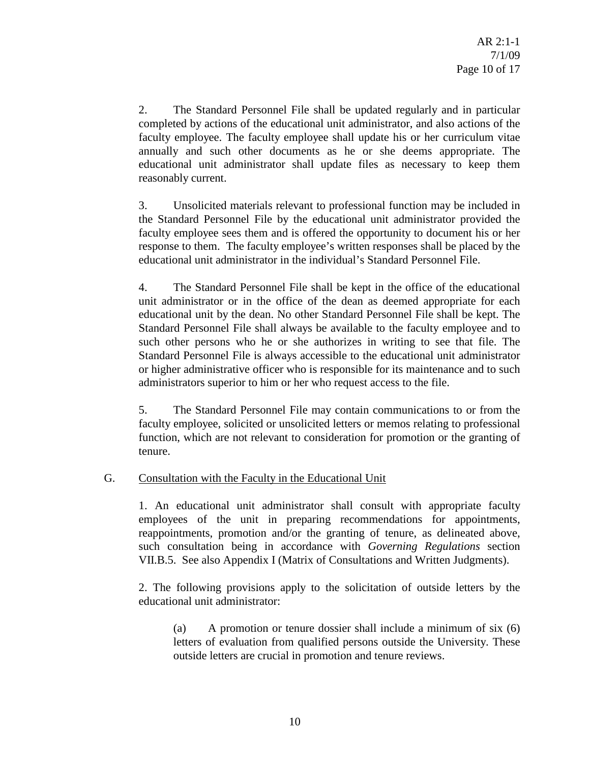2. The Standard Personnel File shall be updated regularly and in particular completed by actions of the educational unit administrator, and also actions of the faculty employee. The faculty employee shall update his or her curriculum vitae annually and such other documents as he or she deems appropriate. The educational unit administrator shall update files as necessary to keep them reasonably current.

3. Unsolicited materials relevant to professional function may be included in the Standard Personnel File by the educational unit administrator provided the faculty employee sees them and is offered the opportunity to document his or her response to them. The faculty employee's written responses shall be placed by the educational unit administrator in the individual's Standard Personnel File.

4. The Standard Personnel File shall be kept in the office of the educational unit administrator or in the office of the dean as deemed appropriate for each educational unit by the dean. No other Standard Personnel File shall be kept. The Standard Personnel File shall always be available to the faculty employee and to such other persons who he or she authorizes in writing to see that file. The Standard Personnel File is always accessible to the educational unit administrator or higher administrative officer who is responsible for its maintenance and to such administrators superior to him or her who request access to the file.

5. The Standard Personnel File may contain communications to or from the faculty employee, solicited or unsolicited letters or memos relating to professional function, which are not relevant to consideration for promotion or the granting of tenure.

G. Consultation with the Faculty in the Educational Unit

1. An educational unit administrator shall consult with appropriate faculty employees of the unit in preparing recommendations for appointments, reappointments, promotion and/or the granting of tenure, as delineated above, such consultation being in accordance with *Governing Regulations* section VII.B.5. See also Appendix I (Matrix of Consultations and Written Judgments).

2. The following provisions apply to the solicitation of outside letters by the educational unit administrator:

(a) A promotion or tenure dossier shall include a minimum of six (6) letters of evaluation from qualified persons outside the University. These outside letters are crucial in promotion and tenure reviews.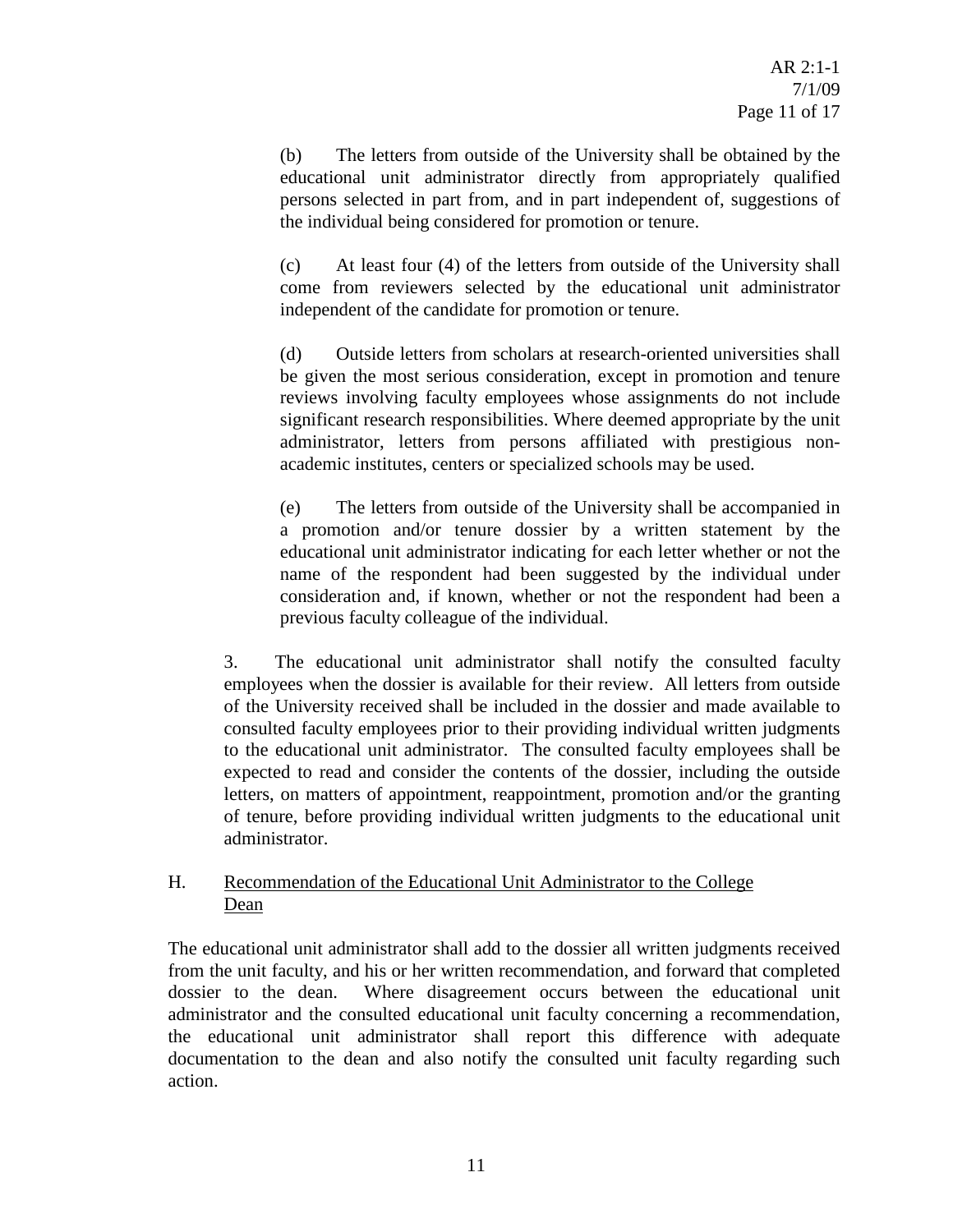(b) The letters from outside of the University shall be obtained by the educational unit administrator directly from appropriately qualified persons selected in part from, and in part independent of, suggestions of the individual being considered for promotion or tenure.

(c) At least four (4) of the letters from outside of the University shall come from reviewers selected by the educational unit administrator independent of the candidate for promotion or tenure.

(d) Outside letters from scholars at research-oriented universities shall be given the most serious consideration, except in promotion and tenure reviews involving faculty employees whose assignments do not include significant research responsibilities. Where deemed appropriate by the unit administrator, letters from persons affiliated with prestigious non-academic institutes, centers or specialized schools may be used.

(e) The letters from outside of the University shall be accompanied in a promotion and/or tenure dossier by a written statement by the educational unit administrator indicating for each letter whether or not the name of the respondent had been suggested by the individual under consideration and, if known, whether or not the respondent had been a previous faculty colleague of the individual.

3. The educational unit administrator shall notify the consulted faculty employees when the dossier is available for their review. All letters from outside of the University received shall be included in the dossier and made available to consulted faculty employees prior to their providing individual written judgments to the educational unit administrator. The consulted faculty employees shall be expected to read and consider the contents of the dossier, including the outside letters, on matters of appointment, reappointment, promotion and/or the granting of tenure, before providing individual written judgments to the educational unit administrator.

## H. Recommendation of the Educational Unit Administrator to the College Dean

The educational unit administrator shall add to the dossier all written judgments received from the unit faculty, and his or her written recommendation, and forward that completed dossier to the dean. Where disagreement occurs between the educational unit administrator and the consulted educational unit faculty concerning a recommendation, the educational unit administrator shall report this difference with adequate documentation to the dean and also notify the consulted unit faculty regarding such action.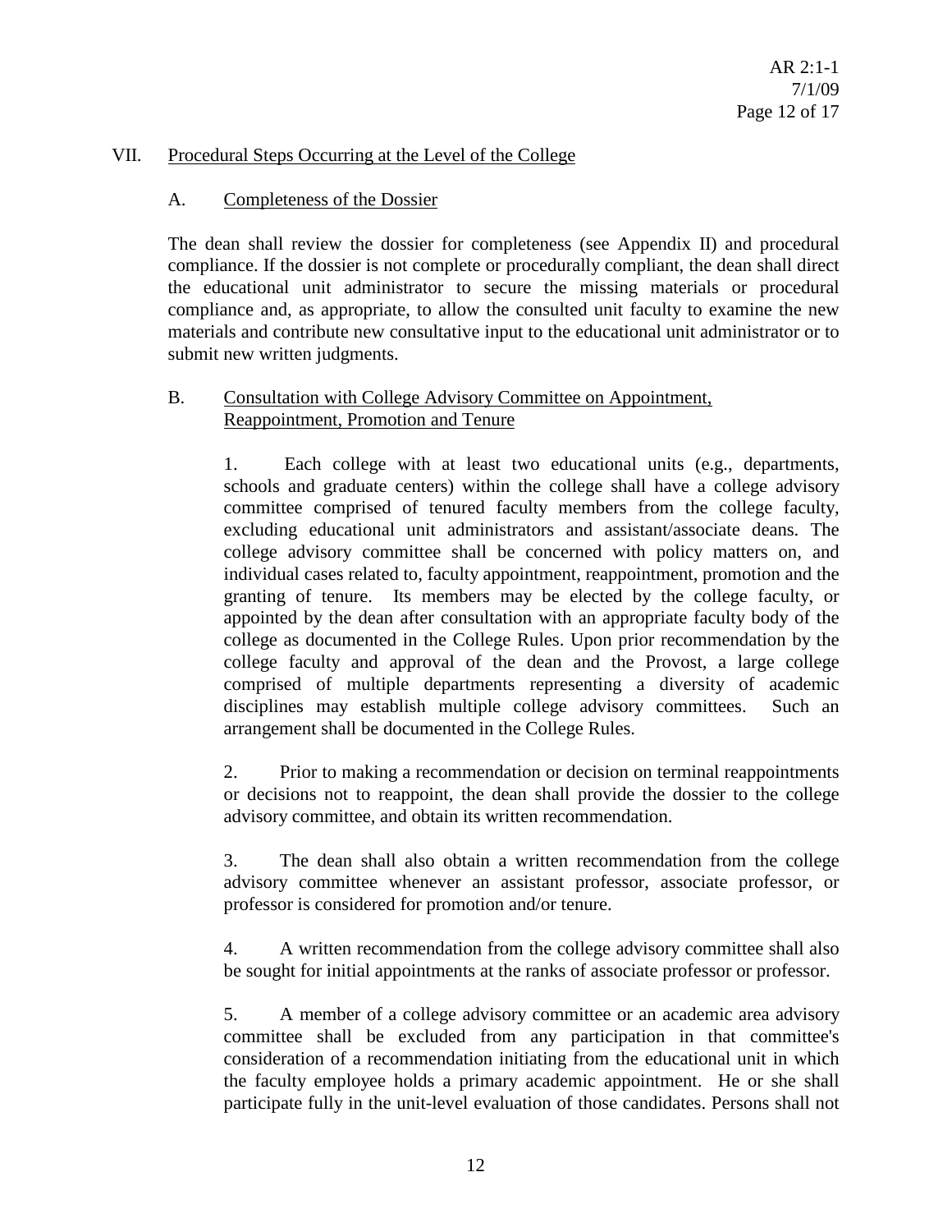## VII. Procedural Steps Occurring at the Level of the College

### A. Completeness of the Dossier

The dean shall review the dossier for completeness (see Appendix II) and procedural compliance. If the dossier is not complete or procedurally compliant, the dean shall direct the educational unit administrator to secure the missing materials or procedural compliance and, as appropriate, to allow the consulted unit faculty to examine the new materials and contribute new consultative input to the educational unit administrator or to submit new written judgments.

### B. Consultation with College Advisory Committee on Appointment, Reappointment, Promotion and Tenure

1. Each college with at least two educational units (e.g., departments, schools and graduate centers) within the college shall have a college advisory committee comprised of tenured faculty members from the college faculty, excluding educational unit administrators and assistant/associate deans. The college advisory committee shall be concerned with policy matters on, and individual cases related to, faculty appointment, reappointment, promotion and the granting of tenure. Its members may be elected by the college faculty, or appointed by the dean after consultation with an appropriate faculty body of the college as documented in the College Rules. Upon prior recommendation by the college faculty and approval of the dean and the Provost, a large college comprised of multiple departments representing a diversity of academic disciplines may establish multiple college advisory committees. Such an arrangement shall be documented in the College Rules.

2. Prior to making a recommendation or decision on terminal reappointments or decisions not to reappoint, the dean shall provide the dossier to the college advisory committee, and obtain its written recommendation.

3. The dean shall also obtain a written recommendation from the college advisory committee whenever an assistant professor, associate professor, or professor is considered for promotion and/or tenure.

4. A written recommendation from the college advisory committee shall also be sought for initial appointments at the ranks of associate professor or professor.

5. A member of a college advisory committee or an academic area advisory committee shall be excluded from any participation in that committee's consideration of a recommendation initiating from the educational unit in which the faculty employee holds a primary academic appointment. He or she shall participate fully in the unit-level evaluation of those candidates. Persons shall not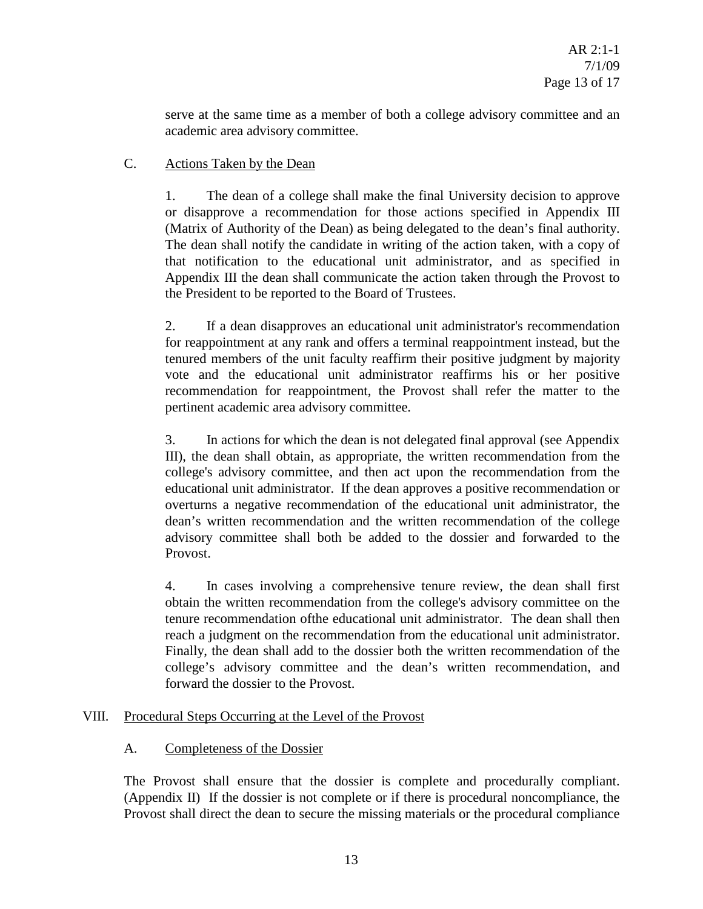serve at the same time as a member of both a college advisory committee and an academic area advisory committee.

C. Actions Taken by the Dean

1. The dean of a college shall make the final University decision to approve or disapprove a recommendation for those actions specified in Appendix III (Matrix of Authority of the Dean) as being delegated to the dean's final authority. The dean shall notify the candidate in writing of the action taken, with a copy of that notification to the educational unit administrator, and as specified in Appendix III the dean shall communicate the action taken through the Provost to the President to be reported to the Board of Trustees.

2. If a dean disapproves an educational unit administrator's recommendation for reappointment at any rank and offers a terminal reappointment instead, but the tenured members of the unit faculty reaffirm their positive judgment by majority vote and the educational unit administrator reaffirms his or her positive recommendation for reappointment, the Provost shall refer the matter to the pertinent academic area advisory committee.

3. In actions for which the dean is not delegated final approval (see Appendix III), the dean shall obtain, as appropriate, the written recommendation from the college's advisory committee, and then act upon the recommendation from the educational unit administrator. If the dean approves a positive recommendation or overturns a negative recommendation of the educational unit administrator, the dean's written recommendation and the written recommendation of the college advisory committee shall both be added to the dossier and forwarded to the Provost.

4. In cases involving a comprehensive tenure review, the dean shall first obtain the written recommendation from the college's advisory committee on the tenure recommendation ofthe educational unit administrator. The dean shall then reach a judgment on the recommendation from the educational unit administrator. Finally, the dean shall add to the dossier both the written recommendation of the college's advisory committee and the dean's written recommendation, and forward the dossier to the Provost.

VIII. Procedural Steps Occurring at the Level of the Provost

A. Completeness of the Dossier

The Provost shall ensure that the dossier is complete and procedurally compliant. (Appendix II) If the dossier is not complete or if there is procedural noncompliance, the Provost shall direct the dean to secure the missing materials or the procedural compliance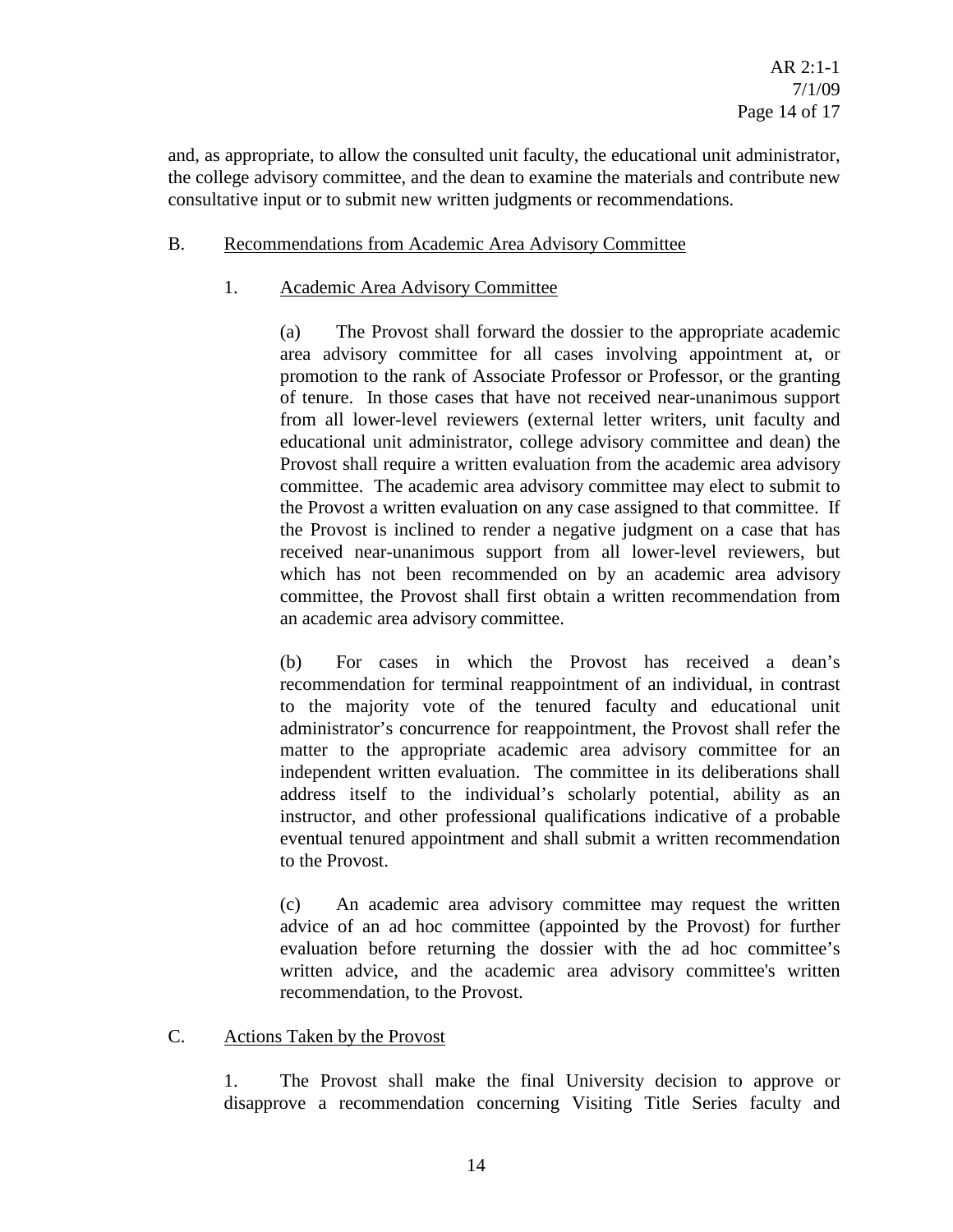and, as appropriate, to allow the consulted unit faculty, the educational unit administrator, the college advisory committee, and the dean to examine the materials and contribute new consultative input or to submit new written judgments or recommendations.

B. Recommendations from Academic Area Advisory Committee

1. Academic Area Advisory Committee

(a) The Provost shall forward the dossier to the appropriate academic area advisory committee for all cases involving appointment at, or promotion to the rank of Associate Professor or Professor, or the granting of tenure. In those cases that have not received near-unanimous support from all lower-level reviewers (external letter writers, unit faculty and educational unit administrator, college advisory committee and dean) the Provost shall require a written evaluation from the academic area advisory committee. The academic area advisory committee may elect to submit to the Provost a written evaluation on any case assigned to that committee. If the Provost is inclined to render a negative judgment on a case that has received near-unanimous support from all lower-level reviewers, but which has not been recommended on by an academic area advisory committee, the Provost shall first obtain a written recommendation from an academic area advisory committee.

(b) For cases in which the Provost has received a dean's recommendation for terminal reappointment of an individual, in contrast to the majority vote of the tenured faculty and educational unit administrator's concurrence for reappointment, the Provost shall refer the matter to the appropriate academic area advisory committee for an independent written evaluation. The committee in its deliberations shall address itself to the individual's scholarly potential, ability as an instructor, and other professional qualifications indicative of a probable eventual tenured appointment and shall submit a written recommendation to the Provost.

(c) An academic area advisory committee may request the written advice of an ad hoc committee (appointed by the Provost) for further evaluation before returning the dossier with the ad hoc committee's written advice, and the academic area advisory committee's written recommendation, to the Provost.

C. Actions Taken by the Provost

1. The Provost shall make the final University decision to approve or disapprove a recommendation concerning Visiting Title Series faculty and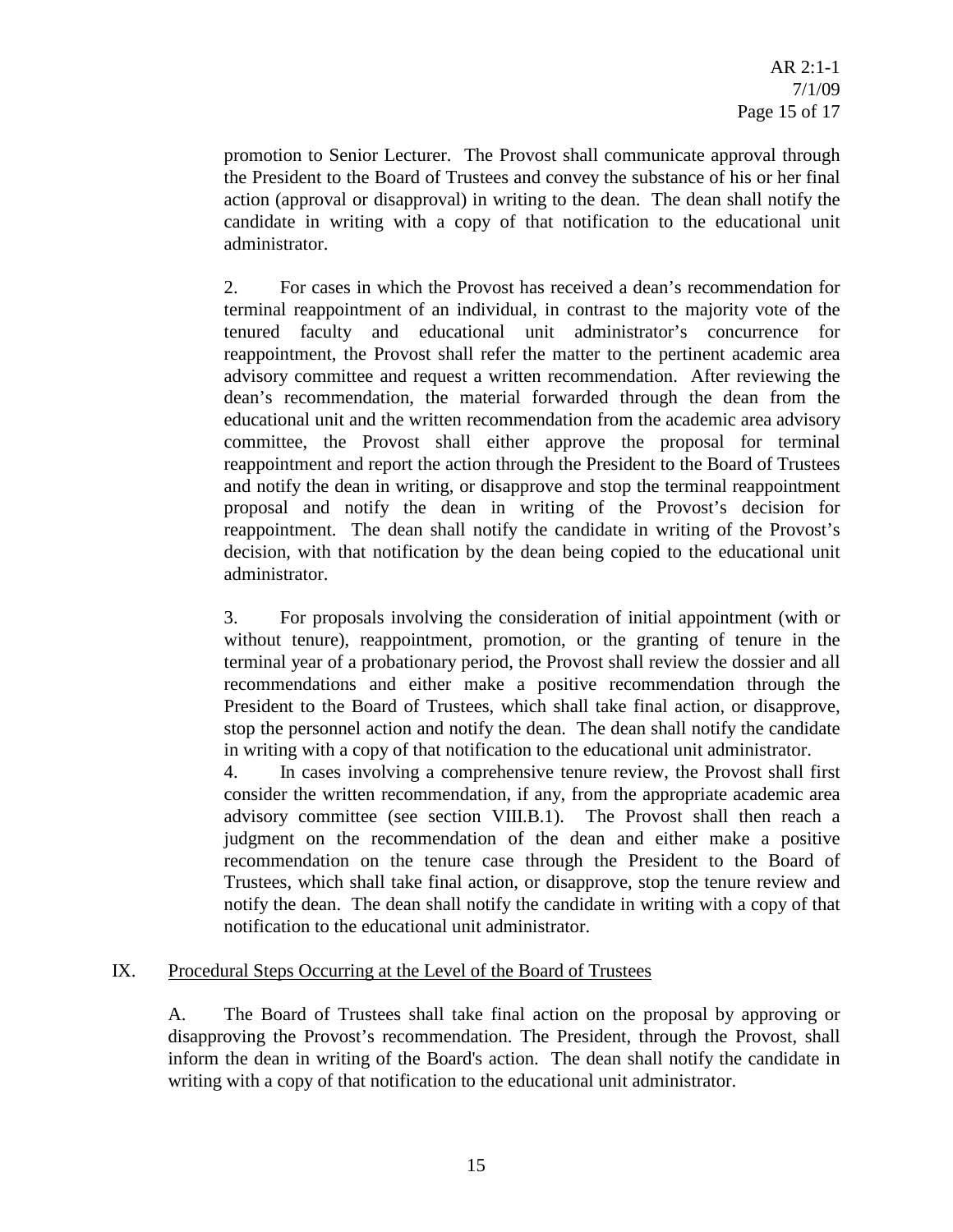promotion to Senior Lecturer. The Provost shall communicate approval through the President to the Board of Trustees and convey the substance of his or her final action (approval or disapproval) in writing to the dean. The dean shall notify the candidate in writing with a copy of that notification to the educational unit administrator.

2. For cases in which the Provost has received a dean's recommendation for terminal reappointment of an individual, in contrast to the majority vote of the tenured faculty and educational unit administrator's concurrence for reappointment, the Provost shall refer the matter to the pertinent academic area advisory committee and request a written recommendation. After reviewing the dean's recommendation, the material forwarded through the dean from the educational unit and the written recommendation from the academic area advisory committee, the Provost shall either approve the proposal for terminal reappointment and report the action through the President to the Board of Trustees and notify the dean in writing, or disapprove and stop the terminal reappointment proposal and notify the dean in writing of the Provost's decision for reappointment. The dean shall notify the candidate in writing of the Provost's decision, with that notification by the dean being copied to the educational unit administrator.

3. For proposals involving the consideration of initial appointment (with or without tenure), reappointment, promotion, or the granting of tenure in the terminal year of a probationary period, the Provost shall review the dossier and all recommendations and either make a positive recommendation through the President to the Board of Trustees, which shall take final action, or disapprove, stop the personnel action and notify the dean. The dean shall notify the candidate in writing with a copy of that notification to the educational unit administrator.

4. In cases involving a comprehensive tenure review, the Provost shall first consider the written recommendation, if any, from the appropriate academic area advisory committee (see section VIII.B.1). The Provost shall then reach a judgment on the recommendation of the dean and either make a positive recommendation on the tenure case through the President to the Board of Trustees, which shall take final action, or disapprove, stop the tenure review and notify the dean. The dean shall notify the candidate in writing with a copy of that notification to the educational unit administrator.

## IX. Procedural Steps Occurring at the Level of the Board of Trustees

A. The Board of Trustees shall take final action on the proposal by approving or disapproving the Provost's recommendation. The President, through the Provost, shall inform the dean in writing of the Board's action. The dean shall notify the candidate in writing with a copy of that notification to the educational unit administrator.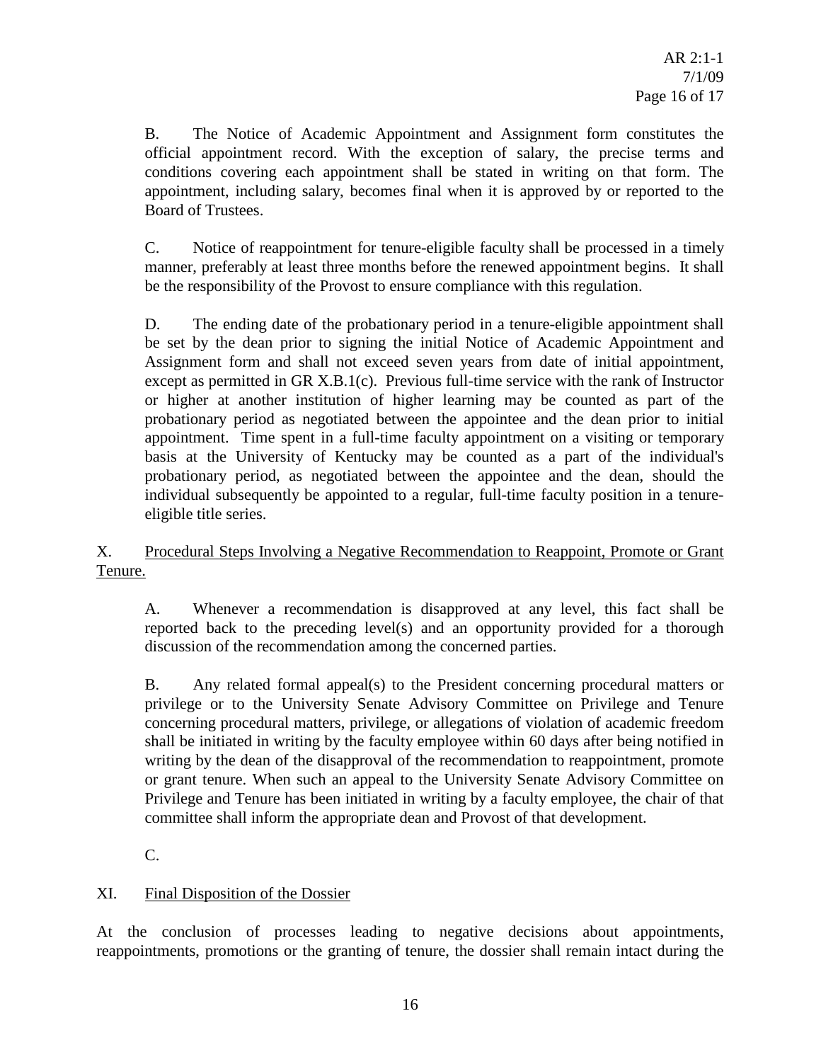B. The Notice of Academic Appointment and Assignment form constitutes the official appointment record. With the exception of salary, the precise terms and conditions covering each appointment shall be stated in writing on that form. The appointment, including salary, becomes final when it is approved by or reported to the Board of Trustees.

C. Notice of reappointment for tenure-eligible faculty shall be processed in a timely manner, preferably at least three months before the renewed appointment begins. It shall be the responsibility of the Provost to ensure compliance with this regulation.

D. The ending date of the probationary period in a tenure-eligible appointment shall be set by the dean prior to signing the initial Notice of Academic Appointment and Assignment form and shall not exceed seven years from date of initial appointment, except as permitted in GR X.B.1(c). Previous full-time service with the rank of Instructor or higher at another institution of higher learning may be counted as part of the probationary period as negotiated between the appointee and the dean prior to initial appointment. Time spent in a full-time faculty appointment on a visiting or temporary basis at the University of Kentucky may be counted as a part of the individual's probationary period, as negotiated between the appointee and the dean, should the individual subsequently be appointed to a regular, full-time faculty position in a tenure-eligible title series.

X. <u>Procedural Steps Involving a Negative Recommendation to Reappoint, Promote or Grant Tenure.</u>

A. Whenever a recommendation is disapproved at any level, this fact shall be reported back to the preceding level(s) and an opportunity provided for a thorough discussion of the recommendation among the concerned parties.

B. Any related formal appeal(s) to the President concerning procedural matters or privilege or to the University Senate Advisory Committee on Privilege and Tenure concerning procedural matters, privilege, or allegations of violation of academic freedom shall be initiated in writing by the faculty employee within 60 days after being notified in writing by the dean of the disapproval of the recommendation to reappointment, promote or grant tenure. When such an appeal to the University Senate Advisory Committee on Privilege and Tenure has been initiated in writing by a faculty employee, the chair of that committee shall inform the appropriate dean and Provost of that development.

C.

XI. <u>Final Disposition of the Dossier</u>

At the conclusion of processes leading to negative decisions about appointments, reappointments, promotions or the granting of tenure, the dossier shall remain intact during the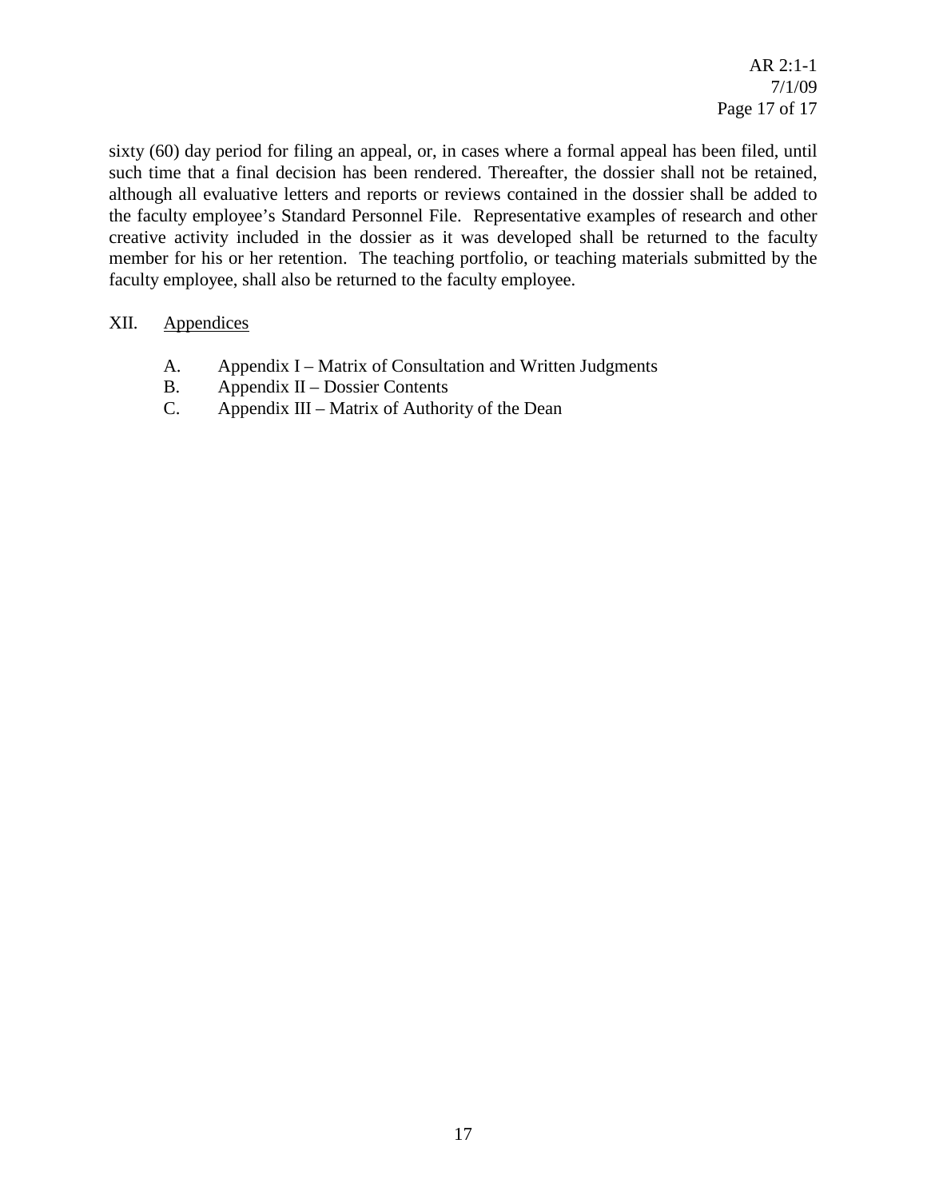sixty (60) day period for filing an appeal, or, in cases where a formal appeal has been filed, until such time that a final decision has been rendered. Thereafter, the dossier shall not be retained, although all evaluative letters and reports or reviews contained in the dossier shall be added to the faculty employee's Standard Personnel File. Representative examples of research and other creative activity included in the dossier as it was developed shall be returned to the faculty member for his or her retention. The teaching portfolio, or teaching materials submitted by the faculty employee, shall also be returned to the faculty employee.

## XII. Appendices

A. Appendix I – Matrix of Consultation and Written Judgments

B. Appendix II – Dossier Contents

C. Appendix III – Matrix of Authority of the Dean